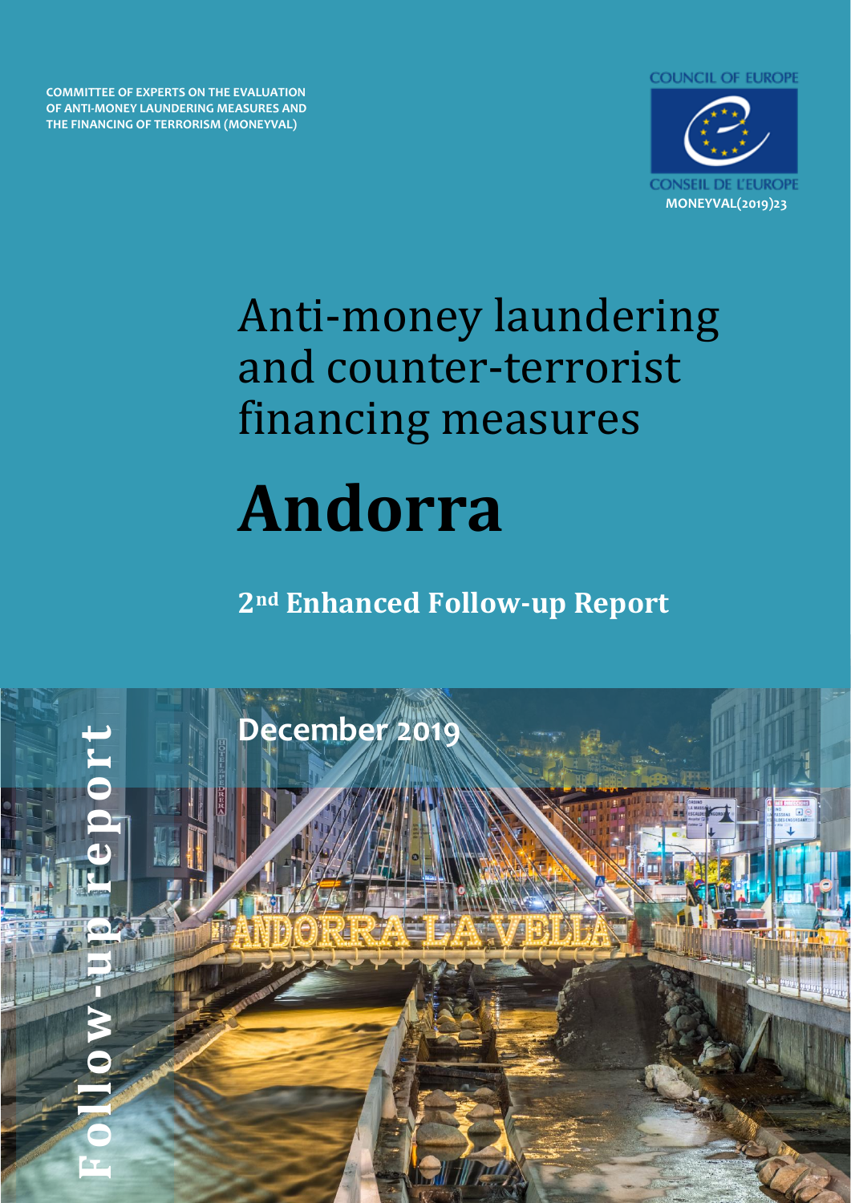COMMITTEE OF EXPERTS ON THE EVALUATION OF ANTI-MONEY LAUNDERING MEASURES AND THE FINANCING OF TERRORISM (MONEYVAL)

COUNCIL OF EUROPE

CONSEIL DE L'EUROPE

MONEYVAL(2019)23

# Anti-money laundering and counter-terrorist financing measures

# Andorra

## 2nd Enhanced Follow-up Report

December 2019

Follow-up report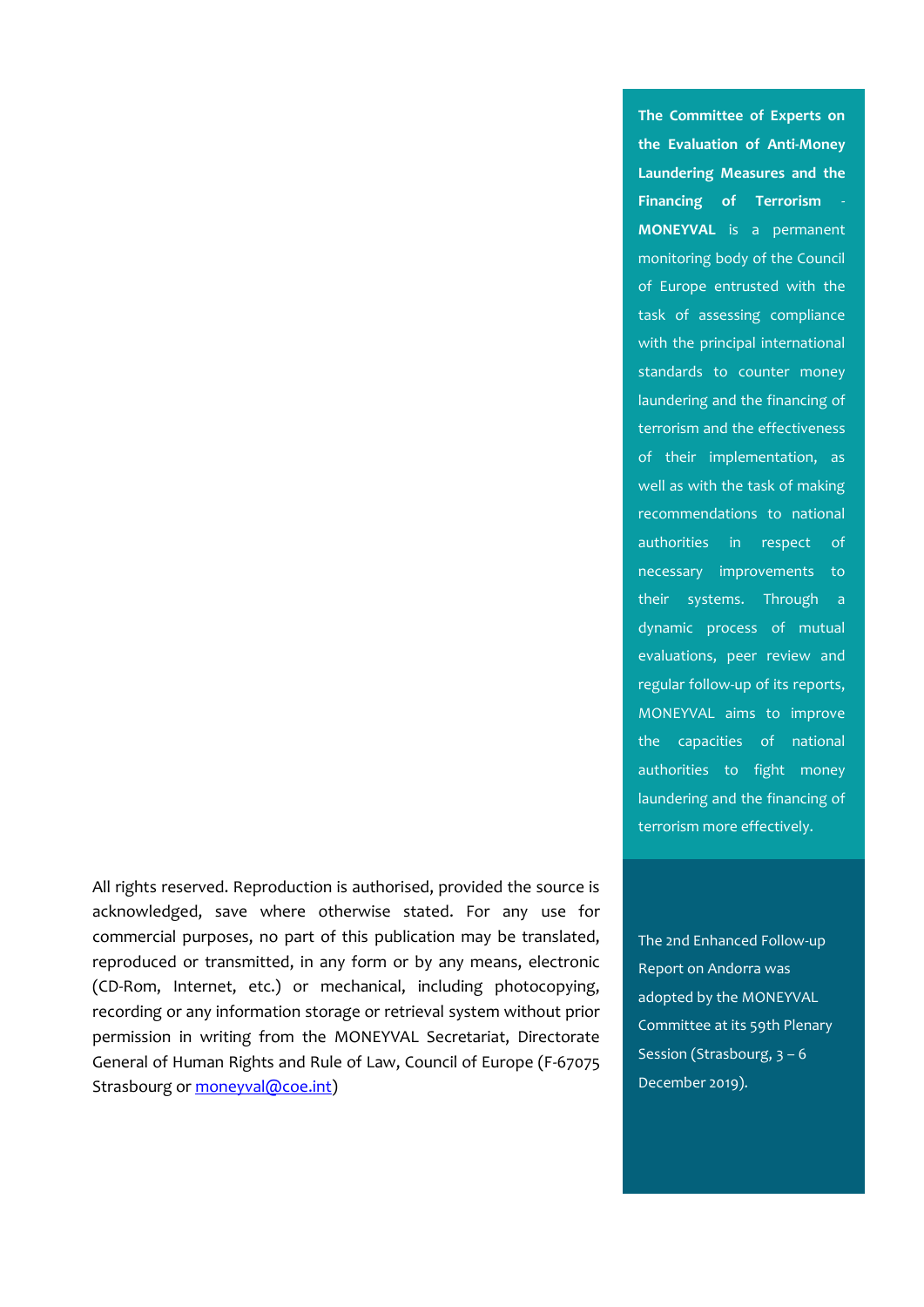**The Committee of Experts on the Evaluation of Anti-Money Laundering Measures and the Financing of Terrorism - MONEYVAL** is a permanent monitoring body of the Council of Europe entrusted with the task of assessing compliance with the principal international standards to counter money laundering and the financing of terrorism and the effectiveness of their implementation, as well as with the task of making recommendations to national authorities in respect of necessary improvements to their systems. Through a dynamic process of mutual evaluations, peer review and regular follow-up of its reports, MONEYVAL aims to improve the capacities of national authorities to fight money laundering and the financing of terrorism more effectively.

The 2nd Enhanced Follow-up Report on Andorra was adopted by the MONEYVAL Committee at its 59th Plenary Session (Strasbourg, 3 – 6 December 2019).

All rights reserved. Reproduction is authorised, provided the source is acknowledged, save where otherwise stated. For any use for commercial purposes, no part of this publication may be translated, reproduced or transmitted, in any form or by any means, electronic (CD-Rom, Internet, etc.) or mechanical, including photocopying, recording or any information storage or retrieval system without prior permission in writing from the MONEYVAL Secretariat, Directorate General of Human Rights and Rule of Law, Council of Europe (F-67075 Strasbourg or moneyval@coe.int)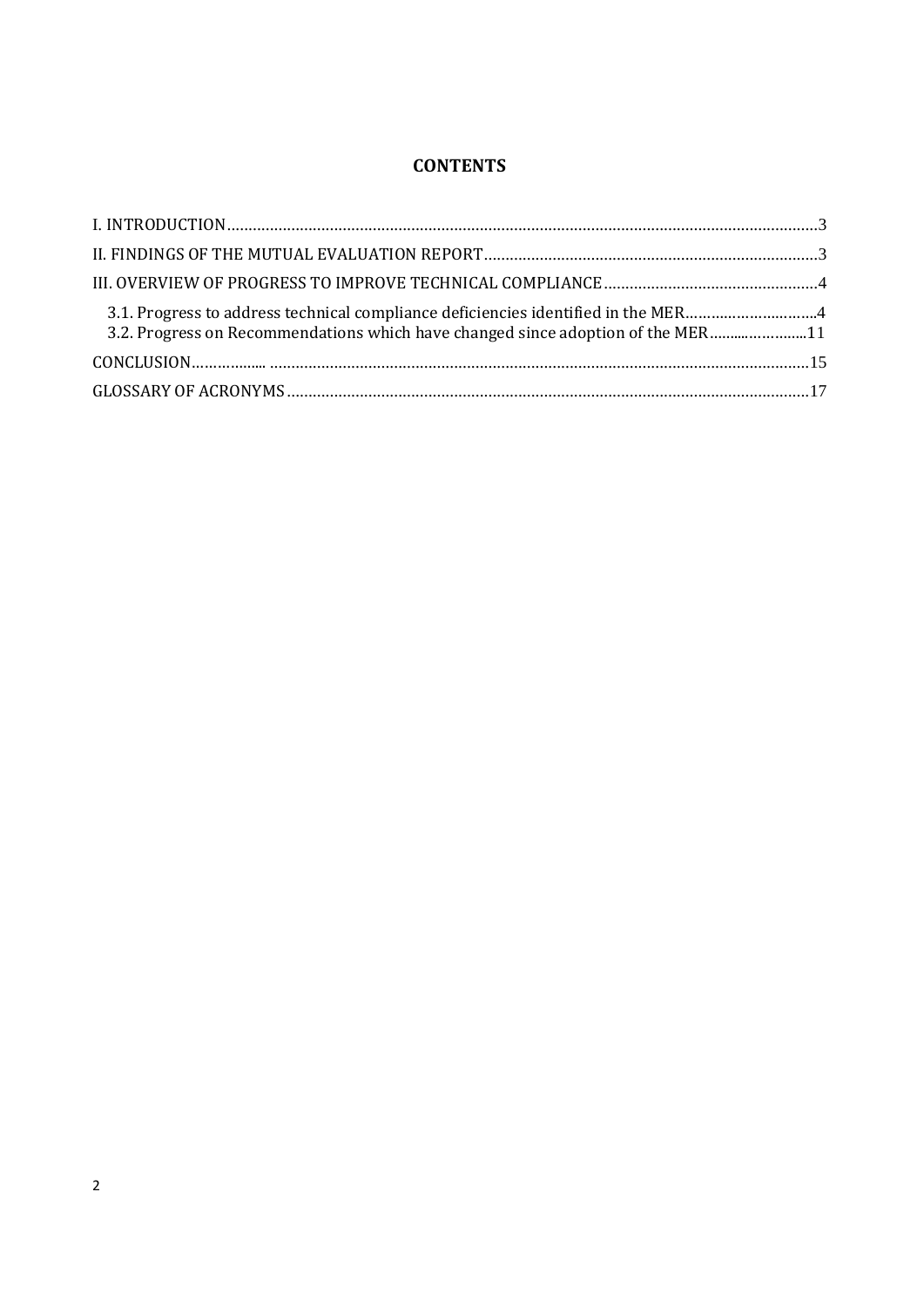# CONTENTS

I. INTRODUCTION......................................................................................................................................3

II. FINDINGS OF THE MUTUAL EVALUATION REPORT..........................................................................3

III. OVERVIEW OF PROGRESS TO IMPROVE TECHNICAL COMPLIANCE..................................................4

- 3.1. Progress to address technical compliance deficiencies identified in the MER...............................4
- 3.2. Progress on Recommendations which have changed since adoption of the MER.........................11

CONCLUSION.......................................................................................................................................15

GLOSSARY OF ACRONYMS...................................................................................................................17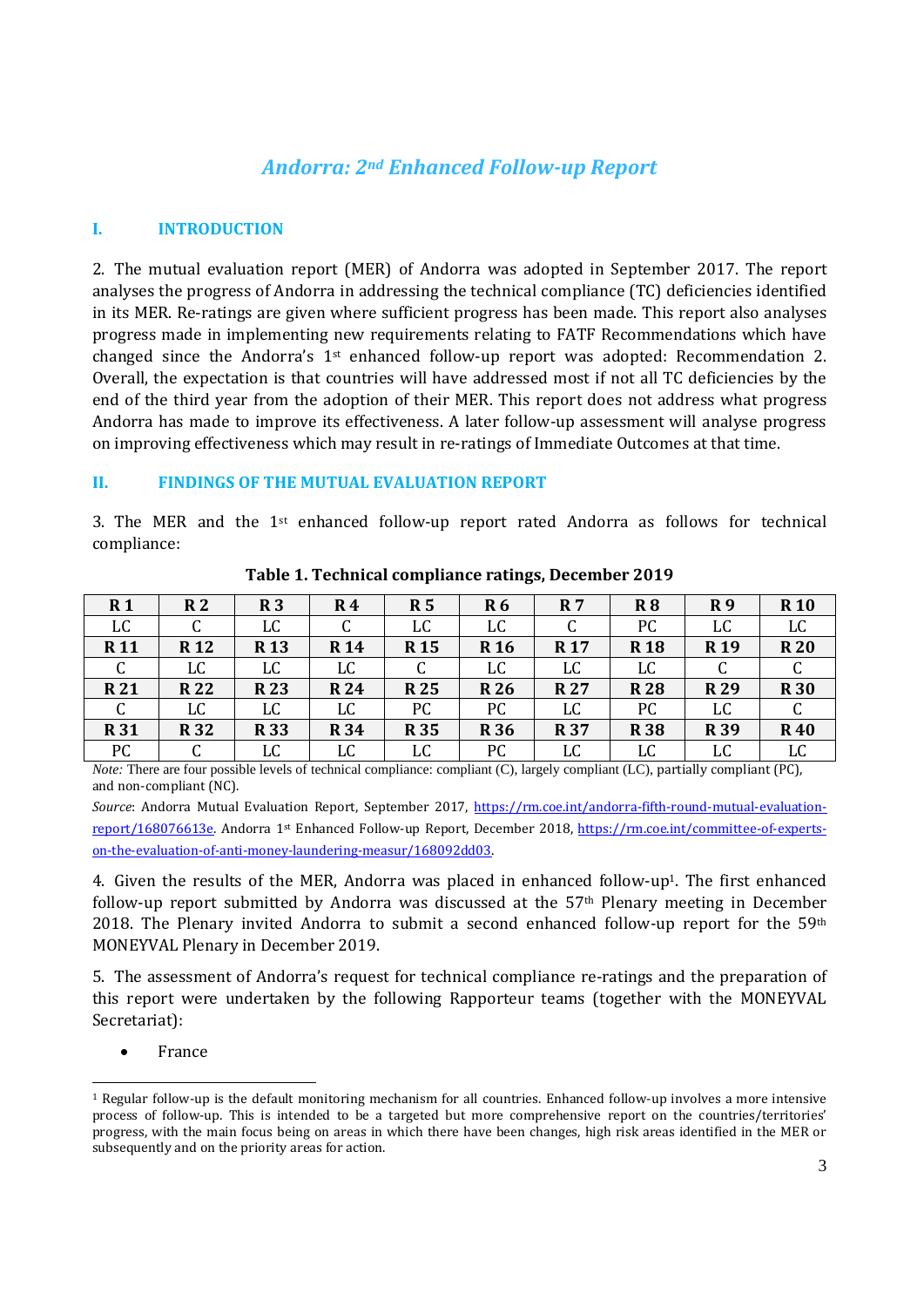# *Andorra: 2nd Enhanced Follow-up Report*

## I. INTRODUCTION

2. The mutual evaluation report (MER) of Andorra was adopted in September 2017. The report analyses the progress of Andorra in addressing the technical compliance (TC) deficiencies identified in its MER. Re-ratings are given where sufficient progress has been made. This report also analyses progress made in implementing new requirements relating to FATF Recommendations which have changed since the Andorra's 1st enhanced follow-up report was adopted: Recommendation 2. Overall, the expectation is that countries will have addressed most if not all TC deficiencies by the end of the third year from the adoption of their MER. This report does not address what progress Andorra has made to improve its effectiveness. A later follow-up assessment will analyse progress on improving effectiveness which may result in re-ratings of Immediate Outcomes at that time.

## II. FINDINGS OF THE MUTUAL EVALUATION REPORT

3. The MER and the 1st enhanced follow-up report rated Andorra as follows for technical compliance:

**Table 1. Technical compliance ratings, December 2019**

| R 1 | R 2 | R 3 | R 4 | R 5 | R 6 | R 7 | R 8 | R 9 | R 10 |
|---|---|---|---|---|---|---|---|---|---|
| LC | C | LC | C | LC | LC | C | PC | LC | LC |
| **R 11** | **R 12** | **R 13** | **R 14** | **R 15** | **R 16** | **R 17** | **R 18** | **R 19** | **R 20** |
| C | LC | LC | LC | C | LC | LC | LC | C | C |
| **R 21** | **R 22** | **R 23** | **R 24** | **R 25** | **R 26** | **R 27** | **R 28** | **R 29** | **R 30** |
| C | LC | LC | LC | PC | PC | LC | PC | LC | C |
| **R 31** | **R 32** | **R 33** | **R 34** | **R 35** | **R 36** | **R 37** | **R 38** | **R 39** | **R 40** |
| PC | C | LC | LC | LC | PC | LC | LC | LC | LC |

*Note:* There are four possible levels of technical compliance: compliant (C), largely compliant (LC), partially compliant (PC), and non-compliant (NC).

*Source*: Andorra Mutual Evaluation Report, September 2017, https://rm.coe.int/andorra-fifth-round-mutual-evaluation-report/168076613e. Andorra 1st Enhanced Follow-up Report, December 2018, https://rm.coe.int/committee-of-experts-on-the-evaluation-of-anti-money-laundering-measur/168092dd03.

4. Given the results of the MER, Andorra was placed in enhanced follow-up[1]. The first enhanced follow-up report submitted by Andorra was discussed at the 57th Plenary meeting in December 2018. The Plenary invited Andorra to submit a second enhanced follow-up report for the 59th MONEYVAL Plenary in December 2019.

5. The assessment of Andorra's request for technical compliance re-ratings and the preparation of this report were undertaken by the following Rapporteur teams (together with the MONEYVAL Secretariat):

- France

[1] Regular follow-up is the default monitoring mechanism for all countries. Enhanced follow-up involves a more intensive process of follow-up. This is intended to be a targeted but more comprehensive report on the countries/territories' progress, with the main focus being on areas in which there have been changes, high risk areas identified in the MER or subsequently and on the priority areas for action.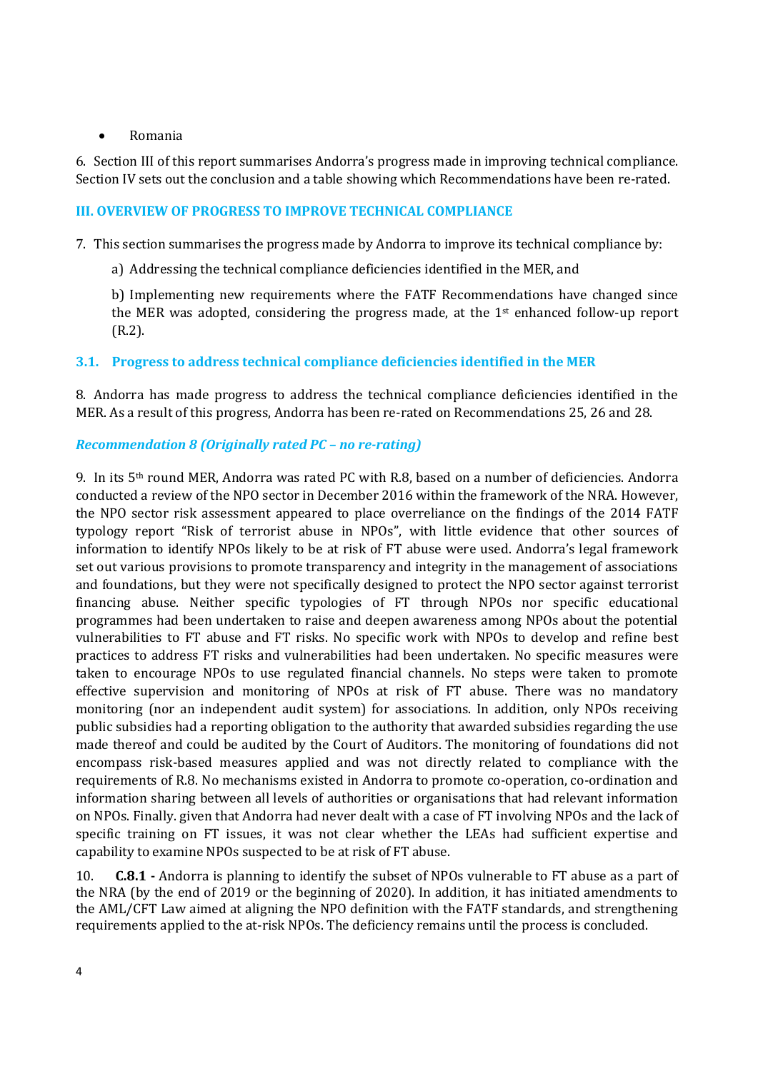- Romania

6. Section III of this report summarises Andorra's progress made in improving technical compliance. Section IV sets out the conclusion and a table showing which Recommendations have been re-rated.

## III. OVERVIEW OF PROGRESS TO IMPROVE TECHNICAL COMPLIANCE

7. This section summarises the progress made by Andorra to improve its technical compliance by:

   a) Addressing the technical compliance deficiencies identified in the MER, and

   b) Implementing new requirements where the FATF Recommendations have changed since the MER was adopted, considering the progress made, at the 1st enhanced follow-up report (R.2).

### 3.1. Progress to address technical compliance deficiencies identified in the MER

8. Andorra has made progress to address the technical compliance deficiencies identified in the MER. As a result of this progress, Andorra has been re-rated on Recommendations 25, 26 and 28.

#### *Recommendation 8 (Originally rated PC – no re-rating)*

9. In its 5th round MER, Andorra was rated PC with R.8, based on a number of deficiencies. Andorra conducted a review of the NPO sector in December 2016 within the framework of the NRA. However, the NPO sector risk assessment appeared to place overreliance on the findings of the 2014 FATF typology report "Risk of terrorist abuse in NPOs", with little evidence that other sources of information to identify NPOs likely to be at risk of FT abuse were used. Andorra's legal framework set out various provisions to promote transparency and integrity in the management of associations and foundations, but they were not specifically designed to protect the NPO sector against terrorist financing abuse. Neither specific typologies of FT through NPOs nor specific educational programmes had been undertaken to raise and deepen awareness among NPOs about the potential vulnerabilities to FT abuse and FT risks. No specific work with NPOs to develop and refine best practices to address FT risks and vulnerabilities had been undertaken. No specific measures were taken to encourage NPOs to use regulated financial channels. No steps were taken to promote effective supervision and monitoring of NPOs at risk of FT abuse. There was no mandatory monitoring (nor an independent audit system) for associations. In addition, only NPOs receiving public subsidies had a reporting obligation to the authority that awarded subsidies regarding the use made thereof and could be audited by the Court of Auditors. The monitoring of foundations did not encompass risk-based measures applied and was not directly related to compliance with the requirements of R.8. No mechanisms existed in Andorra to promote co-operation, co-ordination and information sharing between all levels of authorities or organisations that had relevant information on NPOs. Finally. given that Andorra had never dealt with a case of FT involving NPOs and the lack of specific training on FT issues, it was not clear whether the LEAs had sufficient expertise and capability to examine NPOs suspected to be at risk of FT abuse.

10. **C.8.1 -** Andorra is planning to identify the subset of NPOs vulnerable to FT abuse as a part of the NRA (by the end of 2019 or the beginning of 2020). In addition, it has initiated amendments to the AML/CFT Law aimed at aligning the NPO definition with the FATF standards, and strengthening requirements applied to the at-risk NPOs. The deficiency remains until the process is concluded.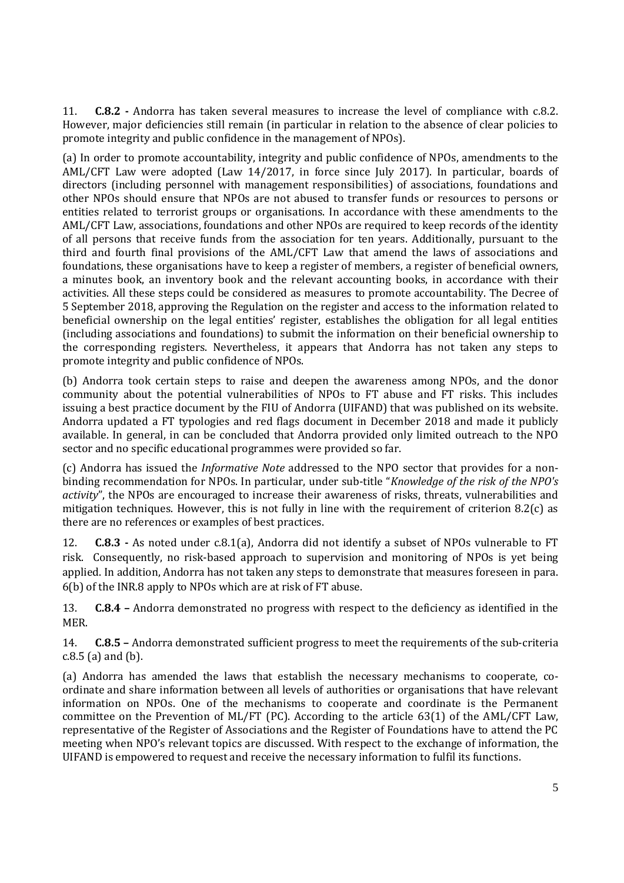11. **C.8.2 -** Andorra has taken several measures to increase the level of compliance with c.8.2. However, major deficiencies still remain (in particular in relation to the absence of clear policies to promote integrity and public confidence in the management of NPOs).

(a) In order to promote accountability, integrity and public confidence of NPOs, amendments to the AML/CFT Law were adopted (Law 14/2017, in force since July 2017). In particular, boards of directors (including personnel with management responsibilities) of associations, foundations and other NPOs should ensure that NPOs are not abused to transfer funds or resources to persons or entities related to terrorist groups or organisations. In accordance with these amendments to the AML/CFT Law, associations, foundations and other NPOs are required to keep records of the identity of all persons that receive funds from the association for ten years. Additionally, pursuant to the third and fourth final provisions of the AML/CFT Law that amend the laws of associations and foundations, these organisations have to keep a register of members, a register of beneficial owners, a minutes book, an inventory book and the relevant accounting books, in accordance with their activities. All these steps could be considered as measures to promote accountability. The Decree of 5 September 2018, approving the Regulation on the register and access to the information related to beneficial ownership on the legal entities' register, establishes the obligation for all legal entities (including associations and foundations) to submit the information on their beneficial ownership to the corresponding registers. Nevertheless, it appears that Andorra has not taken any steps to promote integrity and public confidence of NPOs.

(b) Andorra took certain steps to raise and deepen the awareness among NPOs, and the donor community about the potential vulnerabilities of NPOs to FT abuse and FT risks. This includes issuing a best practice document by the FIU of Andorra (UIFAND) that was published on its website. Andorra updated a FT typologies and red flags document in December 2018 and made it publicly available. In general, in can be concluded that Andorra provided only limited outreach to the NPO sector and no specific educational programmes were provided so far.

(c) Andorra has issued the *Informative Note* addressed to the NPO sector that provides for a non-binding recommendation for NPOs. In particular, under sub-title "*Knowledge of the risk of the NPO's activity*", the NPOs are encouraged to increase their awareness of risks, threats, vulnerabilities and mitigation techniques. However, this is not fully in line with the requirement of criterion 8.2(c) as there are no references or examples of best practices.

12. **C.8.3 -** As noted under c.8.1(a), Andorra did not identify a subset of NPOs vulnerable to FT risk. Consequently, no risk-based approach to supervision and monitoring of NPOs is yet being applied. In addition, Andorra has not taken any steps to demonstrate that measures foreseen in para. 6(b) of the INR.8 apply to NPOs which are at risk of FT abuse.

13. **C.8.4 –** Andorra demonstrated no progress with respect to the deficiency as identified in the MER.

14. **C.8.5 –** Andorra demonstrated sufficient progress to meet the requirements of the sub-criteria c.8.5 (a) and (b).

(a) Andorra has amended the laws that establish the necessary mechanisms to cooperate, co-ordinate and share information between all levels of authorities or organisations that have relevant information on NPOs. One of the mechanisms to cooperate and coordinate is the Permanent committee on the Prevention of ML/FT (PC). According to the article 63(1) of the AML/CFT Law, representative of the Register of Associations and the Register of Foundations have to attend the PC meeting when NPO's relevant topics are discussed. With respect to the exchange of information, the UIFAND is empowered to request and receive the necessary information to fulfil its functions.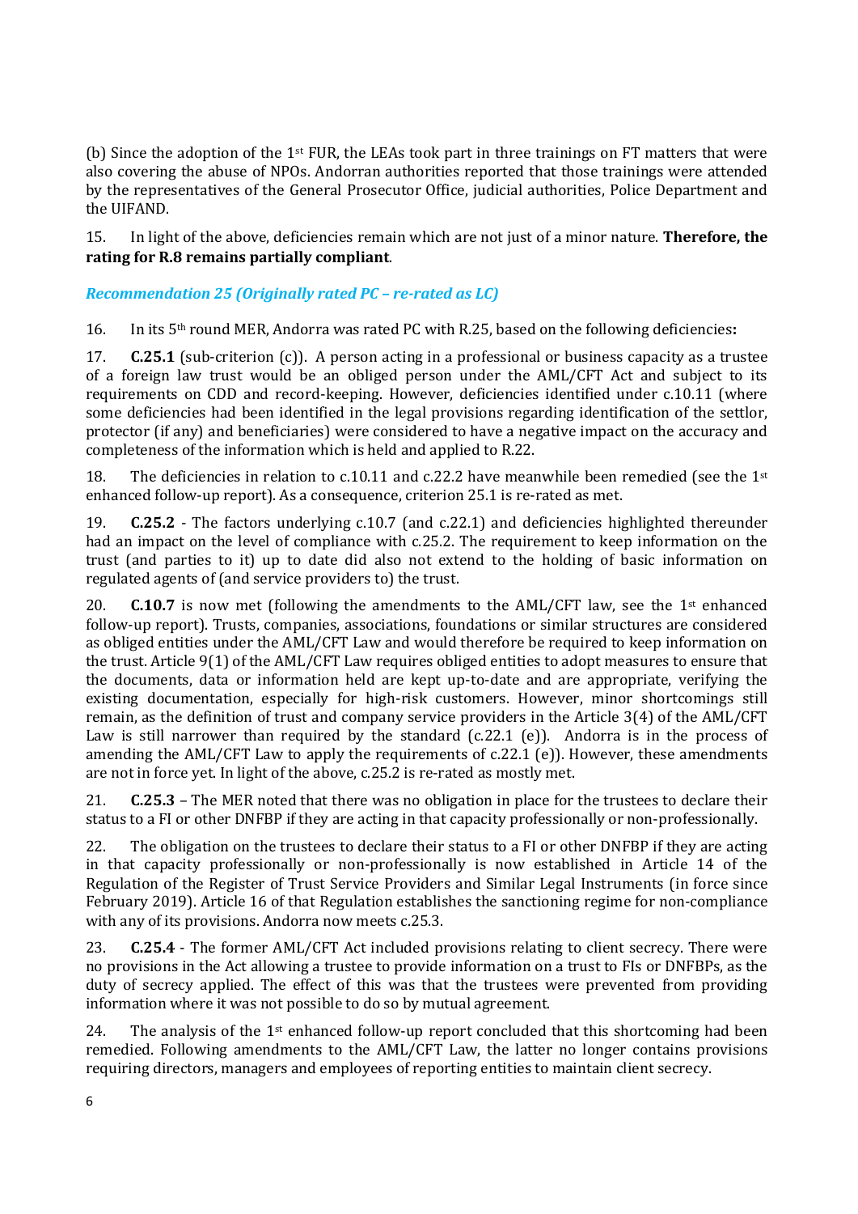(b) Since the adoption of the 1st FUR, the LEAs took part in three trainings on FT matters that were also covering the abuse of NPOs. Andorran authorities reported that those trainings were attended by the representatives of the General Prosecutor Office, judicial authorities, Police Department and the UIFAND.

15. In light of the above, deficiencies remain which are not just of a minor nature. **Therefore, the rating for R.8 remains partially compliant**.

### *Recommendation 25 (Originally rated PC – re-rated as LC)*

16. In its 5th round MER, Andorra was rated PC with R.25, based on the following deficiencies**:**

17. **C.25.1** (sub-criterion (c)). A person acting in a professional or business capacity as a trustee of a foreign law trust would be an obliged person under the AML/CFT Act and subject to its requirements on CDD and record-keeping. However, deficiencies identified under c.10.11 (where some deficiencies had been identified in the legal provisions regarding identification of the settlor, protector (if any) and beneficiaries) were considered to have a negative impact on the accuracy and completeness of the information which is held and applied to R.22.

18. The deficiencies in relation to c.10.11 and c.22.2 have meanwhile been remedied (see the 1st enhanced follow-up report). As a consequence, criterion 25.1 is re-rated as met.

19. **C.25.2** - The factors underlying c.10.7 (and c.22.1) and deficiencies highlighted thereunder had an impact on the level of compliance with c.25.2. The requirement to keep information on the trust (and parties to it) up to date did also not extend to the holding of basic information on regulated agents of (and service providers to) the trust.

20. **C.10.7** is now met (following the amendments to the AML/CFT law, see the 1st enhanced follow-up report). Trusts, companies, associations, foundations or similar structures are considered as obliged entities under the AML/CFT Law and would therefore be required to keep information on the trust. Article 9(1) of the AML/CFT Law requires obliged entities to adopt measures to ensure that the documents, data or information held are kept up-to-date and are appropriate, verifying the existing documentation, especially for high-risk customers. However, minor shortcomings still remain, as the definition of trust and company service providers in the Article 3(4) of the AML/CFT Law is still narrower than required by the standard (c.22.1 (e)). Andorra is in the process of amending the AML/CFT Law to apply the requirements of c.22.1 (e)). However, these amendments are not in force yet. In light of the above, c.25.2 is re-rated as mostly met.

21. **C.25.3** – The MER noted that there was no obligation in place for the trustees to declare their status to a FI or other DNFBP if they are acting in that capacity professionally or non-professionally.

22. The obligation on the trustees to declare their status to a FI or other DNFBP if they are acting in that capacity professionally or non-professionally is now established in Article 14 of the Regulation of the Register of Trust Service Providers and Similar Legal Instruments (in force since February 2019). Article 16 of that Regulation establishes the sanctioning regime for non-compliance with any of its provisions. Andorra now meets c.25.3.

23. **C.25.4** - The former AML/CFT Act included provisions relating to client secrecy. There were no provisions in the Act allowing a trustee to provide information on a trust to FIs or DNFBPs, as the duty of secrecy applied. The effect of this was that the trustees were prevented from providing information where it was not possible to do so by mutual agreement.

24. The analysis of the 1st enhanced follow-up report concluded that this shortcoming had been remedied. Following amendments to the AML/CFT Law, the latter no longer contains provisions requiring directors, managers and employees of reporting entities to maintain client secrecy.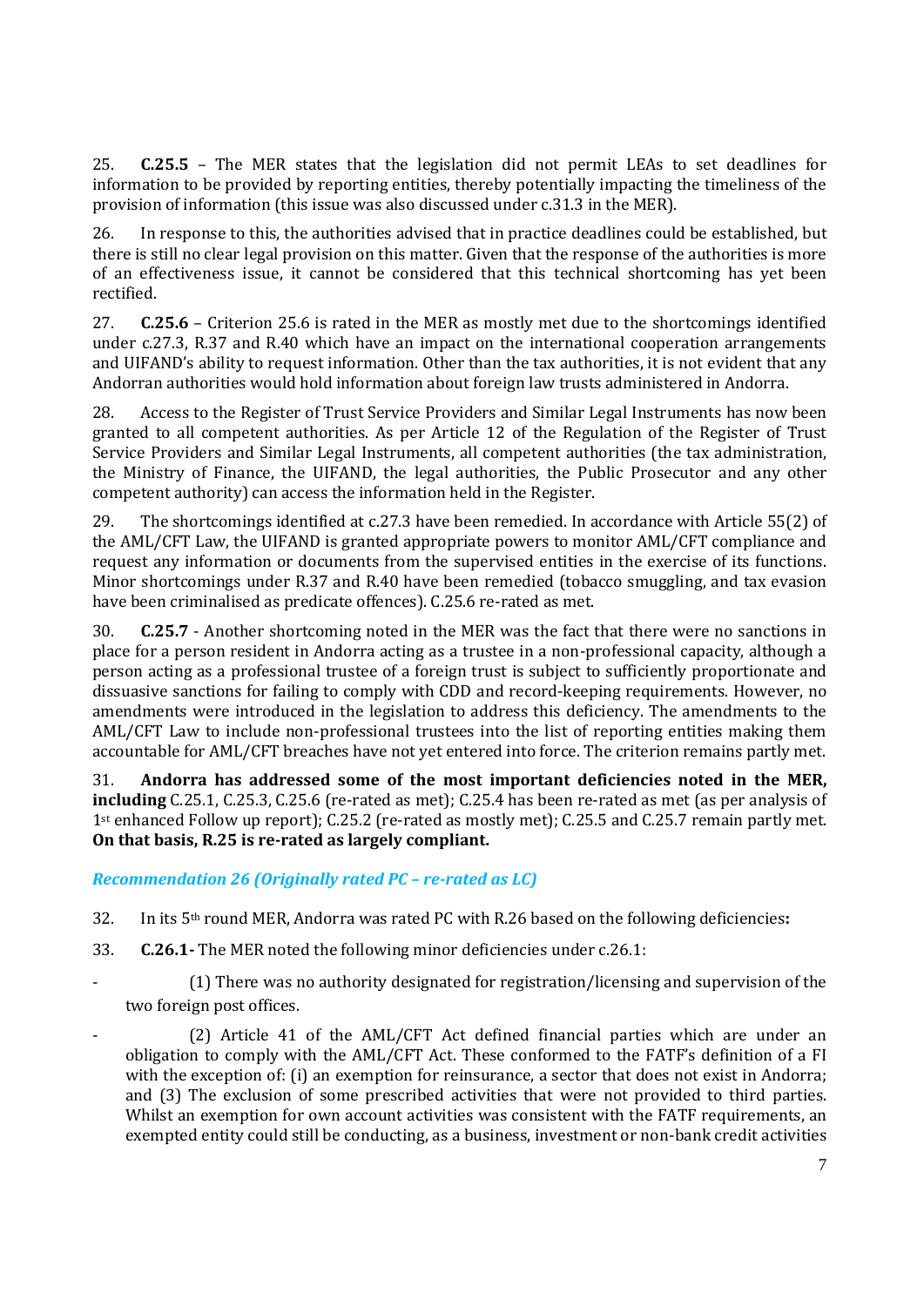25. **C.25.5** – The MER states that the legislation did not permit LEAs to set deadlines for information to be provided by reporting entities, thereby potentially impacting the timeliness of the provision of information (this issue was also discussed under c.31.3 in the MER).

26. In response to this, the authorities advised that in practice deadlines could be established, but there is still no clear legal provision on this matter. Given that the response of the authorities is more of an effectiveness issue, it cannot be considered that this technical shortcoming has yet been rectified.

27. **C.25.6** – Criterion 25.6 is rated in the MER as mostly met due to the shortcomings identified under c.27.3, R.37 and R.40 which have an impact on the international cooperation arrangements and UIFAND's ability to request information. Other than the tax authorities, it is not evident that any Andorran authorities would hold information about foreign law trusts administered in Andorra.

28. Access to the Register of Trust Service Providers and Similar Legal Instruments has now been granted to all competent authorities. As per Article 12 of the Regulation of the Register of Trust Service Providers and Similar Legal Instruments, all competent authorities (the tax administration, the Ministry of Finance, the UIFAND, the legal authorities, the Public Prosecutor and any other competent authority) can access the information held in the Register.

29. The shortcomings identified at c.27.3 have been remedied. In accordance with Article 55(2) of the AML/CFT Law, the UIFAND is granted appropriate powers to monitor AML/CFT compliance and request any information or documents from the supervised entities in the exercise of its functions. Minor shortcomings under R.37 and R.40 have been remedied (tobacco smuggling, and tax evasion have been criminalised as predicate offences). C.25.6 re-rated as met.

30. **C.25.7** - Another shortcoming noted in the MER was the fact that there were no sanctions in place for a person resident in Andorra acting as a trustee in a non-professional capacity, although a person acting as a professional trustee of a foreign trust is subject to sufficiently proportionate and dissuasive sanctions for failing to comply with CDD and record-keeping requirements. However, no amendments were introduced in the legislation to address this deficiency. The amendments to the AML/CFT Law to include non-professional trustees into the list of reporting entities making them accountable for AML/CFT breaches have not yet entered into force. The criterion remains partly met.

31. **Andorra has addressed some of the most important deficiencies noted in the MER, including** C.25.1, C.25.3, C.25.6 (re-rated as met); C.25.4 has been re-rated as met (as per analysis of 1st enhanced Follow up report); C.25.2 (re-rated as mostly met); C.25.5 and C.25.7 remain partly met. **On that basis, R.25 is re-rated as largely compliant.**

### *Recommendation 26 (Originally rated PC – re-rated as LC)*

32. In its 5th round MER, Andorra was rated PC with R.26 based on the following deficiencies**:**

33. **C.26.1-** The MER noted the following minor deficiencies under c.26.1:

- (1) There was no authority designated for registration/licensing and supervision of the two foreign post offices.
- (2) Article 41 of the AML/CFT Act defined financial parties which are under an obligation to comply with the AML/CFT Act. These conformed to the FATF's definition of a FI with the exception of: (i) an exemption for reinsurance, a sector that does not exist in Andorra; and (3) The exclusion of some prescribed activities that were not provided to third parties. Whilst an exemption for own account activities was consistent with the FATF requirements, an exempted entity could still be conducting, as a business, investment or non-bank credit activities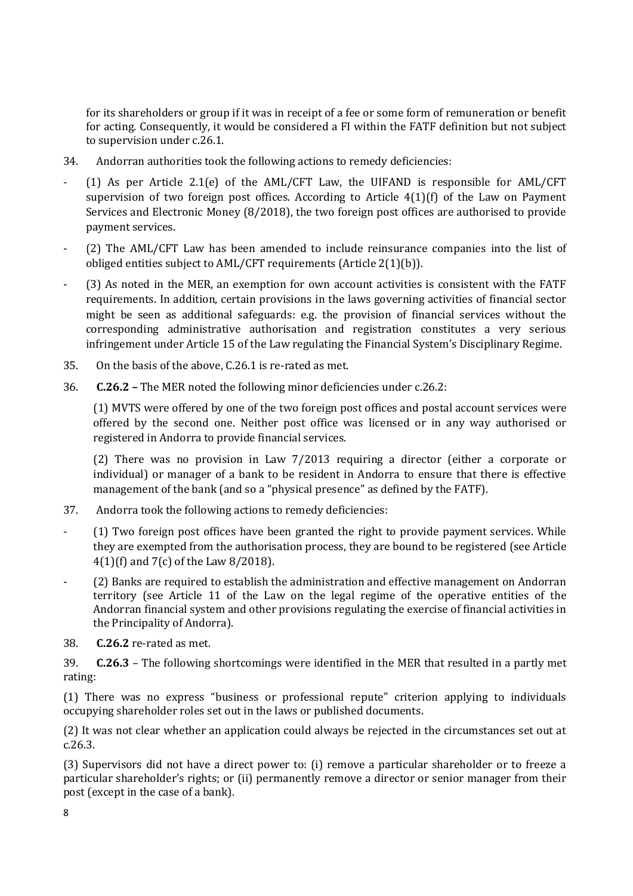for its shareholders or group if it was in receipt of a fee or some form of remuneration or benefit for acting. Consequently, it would be considered a FI within the FATF definition but not subject to supervision under c.26.1.

34. Andorran authorities took the following actions to remedy deficiencies:

- (1) As per Article 2.1(e) of the AML/CFT Law, the UIFAND is responsible for AML/CFT supervision of two foreign post offices. According to Article 4(1)(f) of the Law on Payment Services and Electronic Money (8/2018), the two foreign post offices are authorised to provide payment services.
- (2) The AML/CFT Law has been amended to include reinsurance companies into the list of obliged entities subject to AML/CFT requirements (Article 2(1)(b)).
- (3) As noted in the MER, an exemption for own account activities is consistent with the FATF requirements. In addition, certain provisions in the laws governing activities of financial sector might be seen as additional safeguards: e.g. the provision of financial services without the corresponding administrative authorisation and registration constitutes a very serious infringement under Article 15 of the Law regulating the Financial System's Disciplinary Regime.

35. On the basis of the above, C.26.1 is re-rated as met.

36. **C.26.2 –** The MER noted the following minor deficiencies under c.26.2:

(1) MVTS were offered by one of the two foreign post offices and postal account services were offered by the second one. Neither post office was licensed or in any way authorised or registered in Andorra to provide financial services.

(2) There was no provision in Law 7/2013 requiring a director (either a corporate or individual) or manager of a bank to be resident in Andorra to ensure that there is effective management of the bank (and so a "physical presence" as defined by the FATF).

37. Andorra took the following actions to remedy deficiencies:

- (1) Two foreign post offices have been granted the right to provide payment services. While they are exempted from the authorisation process, they are bound to be registered (see Article 4(1)(f) and 7(c) of the Law 8/2018).
- (2) Banks are required to establish the administration and effective management on Andorran territory (see Article 11 of the Law on the legal regime of the operative entities of the Andorran financial system and other provisions regulating the exercise of financial activities in the Principality of Andorra).

38. **C.26.2** re-rated as met.

39. **C.26.3** – The following shortcomings were identified in the MER that resulted in a partly met rating:

(1) There was no express "business or professional repute" criterion applying to individuals occupying shareholder roles set out in the laws or published documents.

(2) It was not clear whether an application could always be rejected in the circumstances set out at c.26.3.

(3) Supervisors did not have a direct power to: (i) remove a particular shareholder or to freeze a particular shareholder's rights; or (ii) permanently remove a director or senior manager from their post (except in the case of a bank).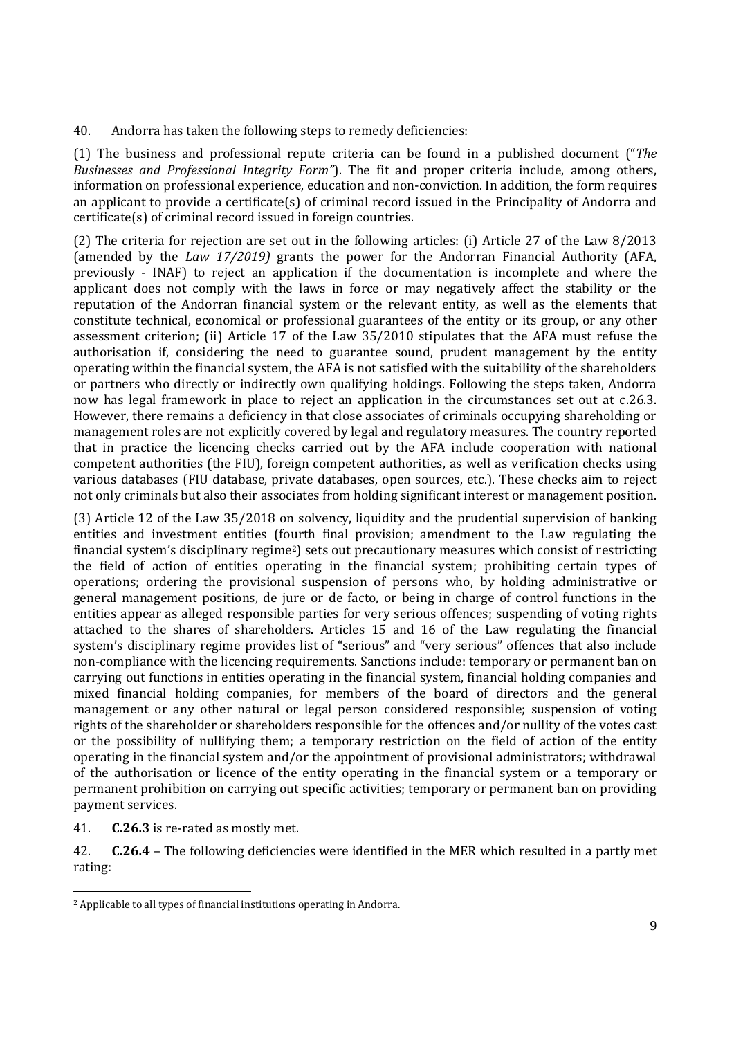40. Andorra has taken the following steps to remedy deficiencies:

(1) The business and professional repute criteria can be found in a published document ("*The Businesses and Professional Integrity Form"*). The fit and proper criteria include, among others, information on professional experience, education and non-conviction. In addition, the form requires an applicant to provide a certificate(s) of criminal record issued in the Principality of Andorra and certificate(s) of criminal record issued in foreign countries.

(2) The criteria for rejection are set out in the following articles: (i) Article 27 of the Law 8/2013 (amended by the *Law 17/2019)* grants the power for the Andorran Financial Authority (AFA, previously - INAF) to reject an application if the documentation is incomplete and where the applicant does not comply with the laws in force or may negatively affect the stability or the reputation of the Andorran financial system or the relevant entity, as well as the elements that constitute technical, economical or professional guarantees of the entity or its group, or any other assessment criterion; (ii) Article 17 of the Law 35/2010 stipulates that the AFA must refuse the authorisation if, considering the need to guarantee sound, prudent management by the entity operating within the financial system, the AFA is not satisfied with the suitability of the shareholders or partners who directly or indirectly own qualifying holdings. Following the steps taken, Andorra now has legal framework in place to reject an application in the circumstances set out at c.26.3. However, there remains a deficiency in that close associates of criminals occupying shareholding or management roles are not explicitly covered by legal and regulatory measures. The country reported that in practice the licencing checks carried out by the AFA include cooperation with national competent authorities (the FIU), foreign competent authorities, as well as verification checks using various databases (FIU database, private databases, open sources, etc.). These checks aim to reject not only criminals but also their associates from holding significant interest or management position.

(3) Article 12 of the Law 35/2018 on solvency, liquidity and the prudential supervision of banking entities and investment entities (fourth final provision; amendment to the Law regulating the financial system's disciplinary regime[2]) sets out precautionary measures which consist of restricting the field of action of entities operating in the financial system; prohibiting certain types of operations; ordering the provisional suspension of persons who, by holding administrative or general management positions, de jure or de facto, or being in charge of control functions in the entities appear as alleged responsible parties for very serious offences; suspending of voting rights attached to the shares of shareholders. Articles 15 and 16 of the Law regulating the financial system's disciplinary regime provides list of "serious" and "very serious" offences that also include non-compliance with the licencing requirements. Sanctions include: temporary or permanent ban on carrying out functions in entities operating in the financial system, financial holding companies and mixed financial holding companies, for members of the board of directors and the general management or any other natural or legal person considered responsible; suspension of voting rights of the shareholder or shareholders responsible for the offences and/or nullity of the votes cast or the possibility of nullifying them; a temporary restriction on the field of action of the entity operating in the financial system and/or the appointment of provisional administrators; withdrawal of the authorisation or licence of the entity operating in the financial system or a temporary or permanent prohibition on carrying out specific activities; temporary or permanent ban on providing payment services.

41. **C.26.3** is re-rated as mostly met.

42. **C.26.4** – The following deficiencies were identified in the MER which resulted in a partly met rating:

[2] Applicable to all types of financial institutions operating in Andorra.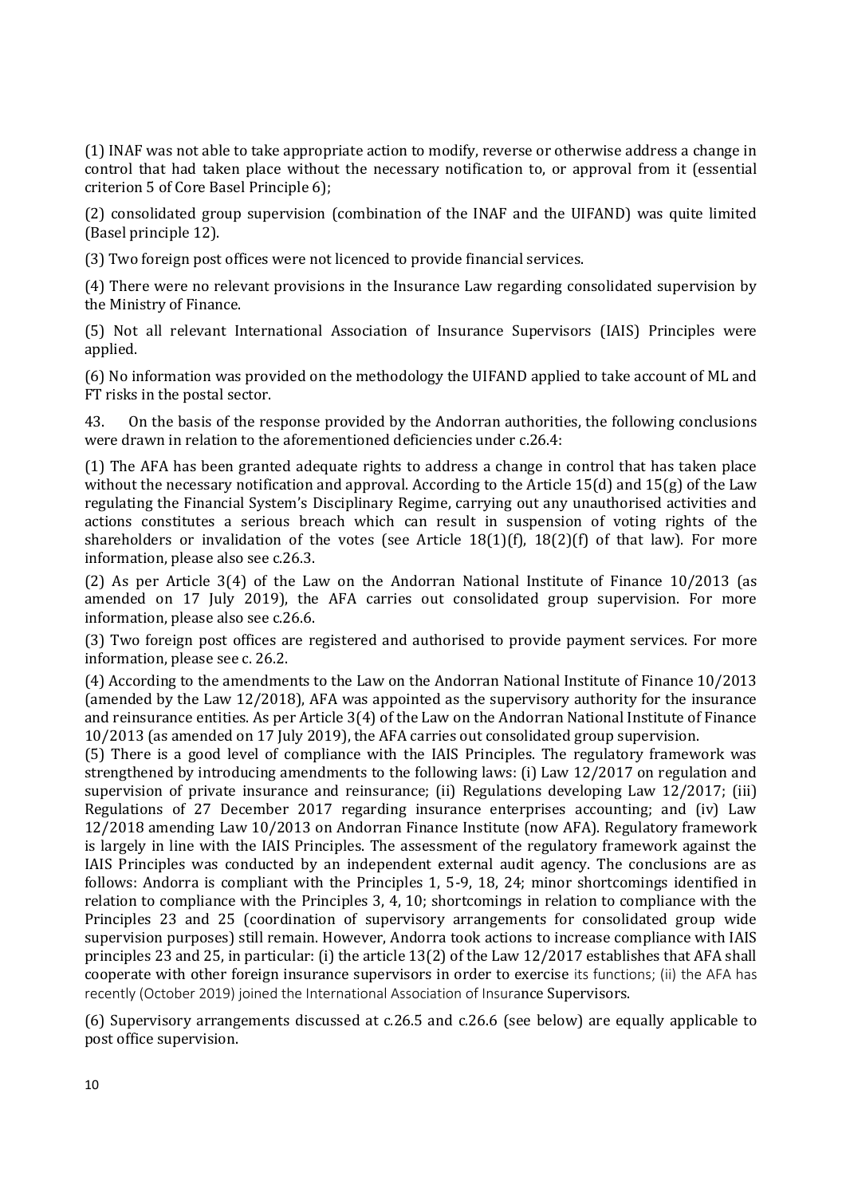(1) INAF was not able to take appropriate action to modify, reverse or otherwise address a change in control that had taken place without the necessary notification to, or approval from it (essential criterion 5 of Core Basel Principle 6);

(2) consolidated group supervision (combination of the INAF and the UIFAND) was quite limited (Basel principle 12).

(3) Two foreign post offices were not licenced to provide financial services.

(4) There were no relevant provisions in the Insurance Law regarding consolidated supervision by the Ministry of Finance.

(5) Not all relevant International Association of Insurance Supervisors (IAIS) Principles were applied.

(6) No information was provided on the methodology the UIFAND applied to take account of ML and FT risks in the postal sector.

43. On the basis of the response provided by the Andorran authorities, the following conclusions were drawn in relation to the aforementioned deficiencies under c.26.4:

(1) The AFA has been granted adequate rights to address a change in control that has taken place without the necessary notification and approval. According to the Article 15(d) and 15(g) of the Law regulating the Financial System's Disciplinary Regime, carrying out any unauthorised activities and actions constitutes a serious breach which can result in suspension of voting rights of the shareholders or invalidation of the votes (see Article 18(1)(f), 18(2)(f) of that law). For more information, please also see c.26.3.

(2) As per Article 3(4) of the Law on the Andorran National Institute of Finance 10/2013 (as amended on 17 July 2019), the AFA carries out consolidated group supervision. For more information, please also see c.26.6.

(3) Two foreign post offices are registered and authorised to provide payment services. For more information, please see c. 26.2.

(4) According to the amendments to the Law on the Andorran National Institute of Finance 10/2013 (amended by the Law 12/2018), AFA was appointed as the supervisory authority for the insurance and reinsurance entities. As per Article 3(4) of the Law on the Andorran National Institute of Finance 10/2013 (as amended on 17 July 2019), the AFA carries out consolidated group supervision.

(5) There is a good level of compliance with the IAIS Principles. The regulatory framework was strengthened by introducing amendments to the following laws: (i) Law 12/2017 on regulation and supervision of private insurance and reinsurance; (ii) Regulations developing Law 12/2017; (iii) Regulations of 27 December 2017 regarding insurance enterprises accounting; and (iv) Law 12/2018 amending Law 10/2013 on Andorran Finance Institute (now AFA). Regulatory framework is largely in line with the IAIS Principles. The assessment of the regulatory framework against the IAIS Principles was conducted by an independent external audit agency. The conclusions are as follows: Andorra is compliant with the Principles 1, 5-9, 18, 24; minor shortcomings identified in relation to compliance with the Principles 3, 4, 10; shortcomings in relation to compliance with the Principles 23 and 25 (coordination of supervisory arrangements for consolidated group wide supervision purposes) still remain. However, Andorra took actions to increase compliance with IAIS principles 23 and 25, in particular: (i) the article 13(2) of the Law 12/2017 establishes that AFA shall cooperate with other foreign insurance supervisors in order to exercise its functions; (ii) the AFA has recently (October 2019) joined the International Association of Insurance Supervisors.

(6) Supervisory arrangements discussed at c.26.5 and c.26.6 (see below) are equally applicable to post office supervision.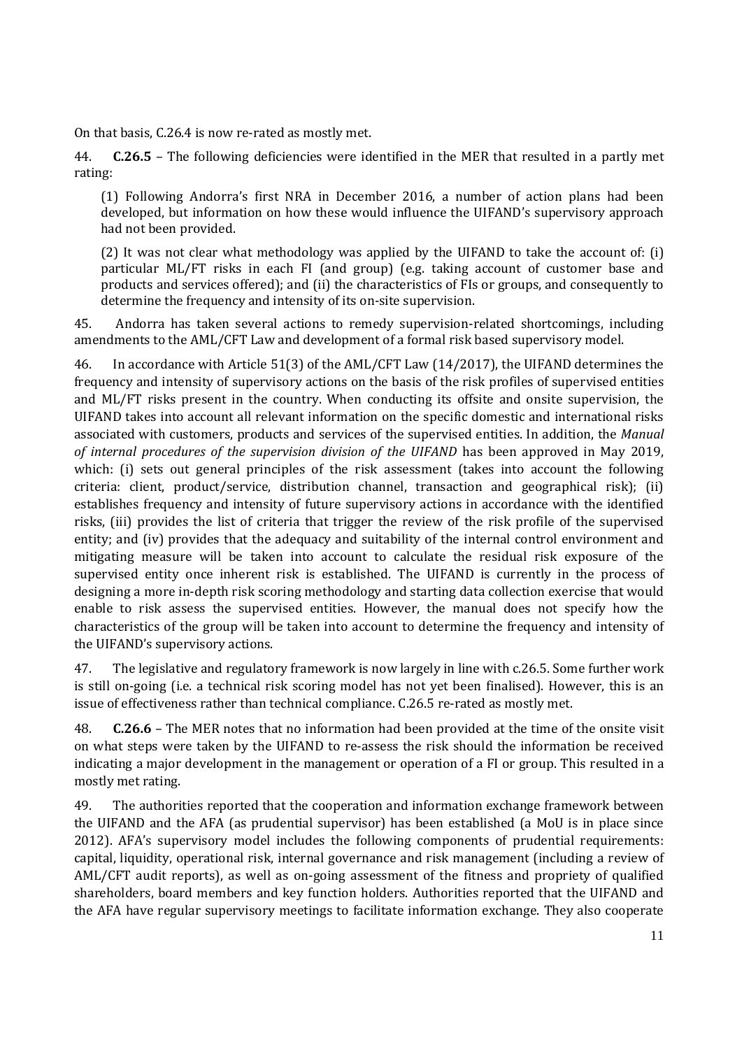On that basis, C.26.4 is now re-rated as mostly met.

44. **C.26.5** – The following deficiencies were identified in the MER that resulted in a partly met rating:

(1) Following Andorra's first NRA in December 2016, a number of action plans had been developed, but information on how these would influence the UIFAND's supervisory approach had not been provided.

(2) It was not clear what methodology was applied by the UIFAND to take the account of: (i) particular ML/FT risks in each FI (and group) (e.g. taking account of customer base and products and services offered); and (ii) the characteristics of FIs or groups, and consequently to determine the frequency and intensity of its on-site supervision.

45. Andorra has taken several actions to remedy supervision-related shortcomings, including amendments to the AML/CFT Law and development of a formal risk based supervisory model.

46. In accordance with Article 51(3) of the AML/CFT Law (14/2017), the UIFAND determines the frequency and intensity of supervisory actions on the basis of the risk profiles of supervised entities and ML/FT risks present in the country. When conducting its offsite and onsite supervision, the UIFAND takes into account all relevant information on the specific domestic and international risks associated with customers, products and services of the supervised entities. In addition, the *Manual of internal procedures of the supervision division of the UIFAND* has been approved in May 2019, which: (i) sets out general principles of the risk assessment (takes into account the following criteria: client, product/service, distribution channel, transaction and geographical risk); (ii) establishes frequency and intensity of future supervisory actions in accordance with the identified risks, (iii) provides the list of criteria that trigger the review of the risk profile of the supervised entity; and (iv) provides that the adequacy and suitability of the internal control environment and mitigating measure will be taken into account to calculate the residual risk exposure of the supervised entity once inherent risk is established. The UIFAND is currently in the process of designing a more in-depth risk scoring methodology and starting data collection exercise that would enable to risk assess the supervised entities. However, the manual does not specify how the characteristics of the group will be taken into account to determine the frequency and intensity of the UIFAND's supervisory actions.

47. The legislative and regulatory framework is now largely in line with c.26.5. Some further work is still on-going (i.e. a technical risk scoring model has not yet been finalised). However, this is an issue of effectiveness rather than technical compliance. C.26.5 re-rated as mostly met.

48. **C.26.6** – The MER notes that no information had been provided at the time of the onsite visit on what steps were taken by the UIFAND to re-assess the risk should the information be received indicating a major development in the management or operation of a FI or group. This resulted in a mostly met rating.

49. The authorities reported that the cooperation and information exchange framework between the UIFAND and the AFA (as prudential supervisor) has been established (a MoU is in place since 2012). AFA's supervisory model includes the following components of prudential requirements: capital, liquidity, operational risk, internal governance and risk management (including a review of AML/CFT audit reports), as well as on-going assessment of the fitness and propriety of qualified shareholders, board members and key function holders. Authorities reported that the UIFAND and the AFA have regular supervisory meetings to facilitate information exchange. They also cooperate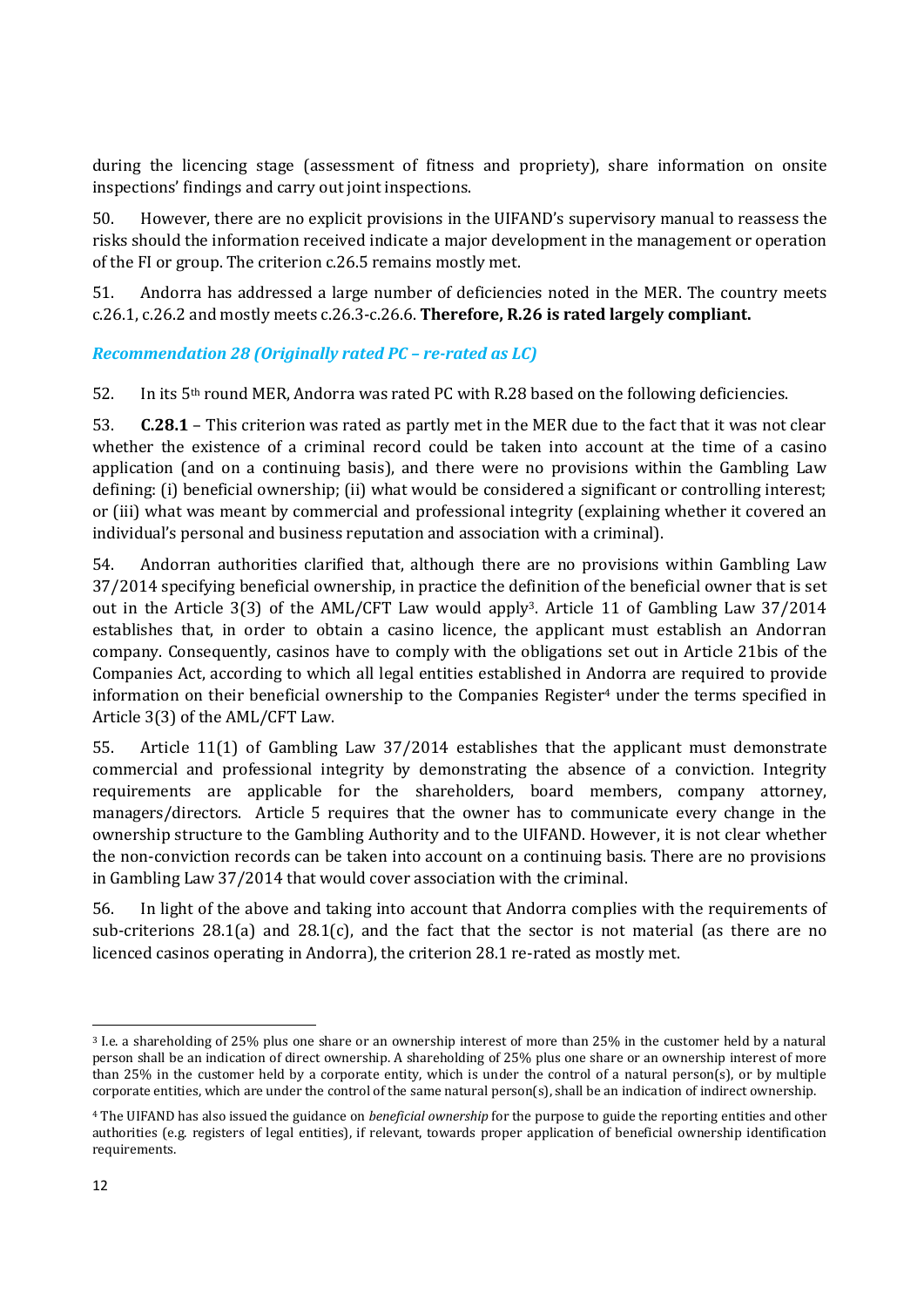during the licencing stage (assessment of fitness and propriety), share information on onsite inspections' findings and carry out joint inspections.

50. However, there are no explicit provisions in the UIFAND's supervisory manual to reassess the risks should the information received indicate a major development in the management or operation of the FI or group. The criterion c.26.5 remains mostly met.

51. Andorra has addressed a large number of deficiencies noted in the MER. The country meets c.26.1, c.26.2 and mostly meets c.26.3-c.26.6. **Therefore, R.26 is rated largely compliant.**

### *Recommendation 28 (Originally rated PC – re-rated as LC)*

52. In its 5th round MER, Andorra was rated PC with R.28 based on the following deficiencies.

53. **C.28.1** – This criterion was rated as partly met in the MER due to the fact that it was not clear whether the existence of a criminal record could be taken into account at the time of a casino application (and on a continuing basis), and there were no provisions within the Gambling Law defining: (i) beneficial ownership; (ii) what would be considered a significant or controlling interest; or (iii) what was meant by commercial and professional integrity (explaining whether it covered an individual's personal and business reputation and association with a criminal).

54. Andorran authorities clarified that, although there are no provisions within Gambling Law 37/2014 specifying beneficial ownership, in practice the definition of the beneficial owner that is set out in the Article 3(3) of the AML/CFT Law would apply[3]. Article 11 of Gambling Law 37/2014 establishes that, in order to obtain a casino licence, the applicant must establish an Andorran company. Consequently, casinos have to comply with the obligations set out in Article 21bis of the Companies Act, according to which all legal entities established in Andorra are required to provide information on their beneficial ownership to the Companies Register[4] under the terms specified in Article 3(3) of the AML/CFT Law.

55. Article 11(1) of Gambling Law 37/2014 establishes that the applicant must demonstrate commercial and professional integrity by demonstrating the absence of a conviction. Integrity requirements are applicable for the shareholders, board members, company attorney, managers/directors. Article 5 requires that the owner has to communicate every change in the ownership structure to the Gambling Authority and to the UIFAND. However, it is not clear whether the non-conviction records can be taken into account on a continuing basis. There are no provisions in Gambling Law 37/2014 that would cover association with the criminal.

56. In light of the above and taking into account that Andorra complies with the requirements of sub-criterions 28.1(a) and 28.1(c), and the fact that the sector is not material (as there are no licenced casinos operating in Andorra), the criterion 28.1 re-rated as mostly met.

---

[3] I.e. a shareholding of 25% plus one share or an ownership interest of more than 25% in the customer held by a natural person shall be an indication of direct ownership. A shareholding of 25% plus one share or an ownership interest of more than 25% in the customer held by a corporate entity, which is under the control of a natural person(s), or by multiple corporate entities, which are under the control of the same natural person(s), shall be an indication of indirect ownership.

[4] The UIFAND has also issued the guidance on *beneficial ownership* for the purpose to guide the reporting entities and other authorities (e.g. registers of legal entities), if relevant, towards proper application of beneficial ownership identification requirements.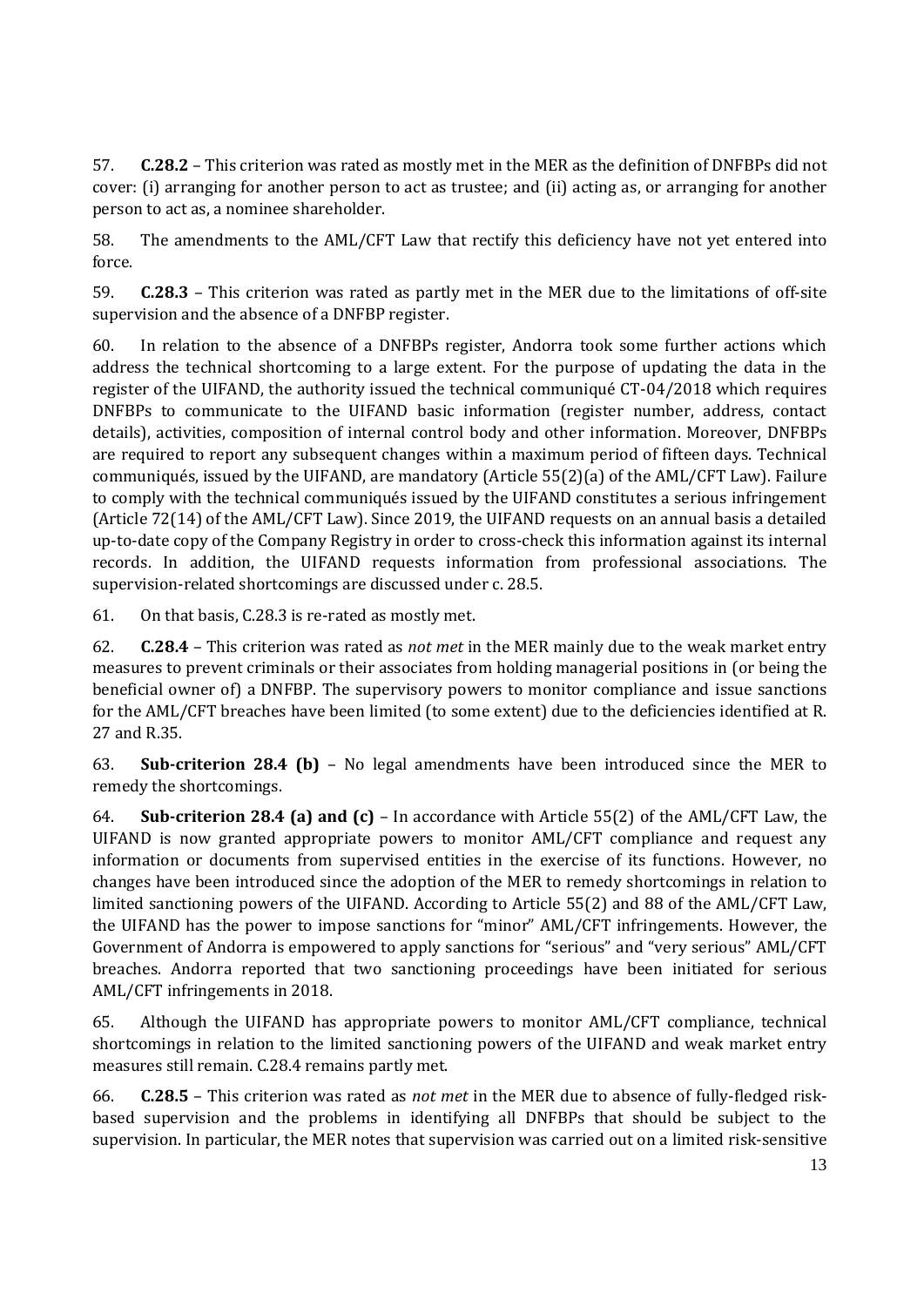57. **C.28.2** – This criterion was rated as mostly met in the MER as the definition of DNFBPs did not cover: (i) arranging for another person to act as trustee; and (ii) acting as, or arranging for another person to act as, a nominee shareholder.

58. The amendments to the AML/CFT Law that rectify this deficiency have not yet entered into force.

59. **C.28.3** – This criterion was rated as partly met in the MER due to the limitations of off-site supervision and the absence of a DNFBP register.

60. In relation to the absence of a DNFBPs register, Andorra took some further actions which address the technical shortcoming to a large extent. For the purpose of updating the data in the register of the UIFAND, the authority issued the technical communiqué CT-04/2018 which requires DNFBPs to communicate to the UIFAND basic information (register number, address, contact details), activities, composition of internal control body and other information. Moreover, DNFBPs are required to report any subsequent changes within a maximum period of fifteen days. Technical communiqués, issued by the UIFAND, are mandatory (Article 55(2)(a) of the AML/CFT Law). Failure to comply with the technical communiqués issued by the UIFAND constitutes a serious infringement (Article 72(14) of the AML/CFT Law). Since 2019, the UIFAND requests on an annual basis a detailed up-to-date copy of the Company Registry in order to cross-check this information against its internal records. In addition, the UIFAND requests information from professional associations. The supervision-related shortcomings are discussed under c. 28.5.

61. On that basis, C.28.3 is re-rated as mostly met.

62. **C.28.4** – This criterion was rated as *not met* in the MER mainly due to the weak market entry measures to prevent criminals or their associates from holding managerial positions in (or being the beneficial owner of) a DNFBP. The supervisory powers to monitor compliance and issue sanctions for the AML/CFT breaches have been limited (to some extent) due to the deficiencies identified at R. 27 and R.35.

63. **Sub-criterion 28.4 (b)** – No legal amendments have been introduced since the MER to remedy the shortcomings.

64. **Sub-criterion 28.4 (a) and (c)** – In accordance with Article 55(2) of the AML/CFT Law, the UIFAND is now granted appropriate powers to monitor AML/CFT compliance and request any information or documents from supervised entities in the exercise of its functions. However, no changes have been introduced since the adoption of the MER to remedy shortcomings in relation to limited sanctioning powers of the UIFAND. According to Article 55(2) and 88 of the AML/CFT Law, the UIFAND has the power to impose sanctions for "minor" AML/CFT infringements. However, the Government of Andorra is empowered to apply sanctions for "serious" and "very serious" AML/CFT breaches. Andorra reported that two sanctioning proceedings have been initiated for serious AML/CFT infringements in 2018.

65. Although the UIFAND has appropriate powers to monitor AML/CFT compliance, technical shortcomings in relation to the limited sanctioning powers of the UIFAND and weak market entry measures still remain. C.28.4 remains partly met.

66. **C.28.5** – This criterion was rated as *not met* in the MER due to absence of fully-fledged risk-based supervision and the problems in identifying all DNFBPs that should be subject to the supervision. In particular, the MER notes that supervision was carried out on a limited risk-sensitive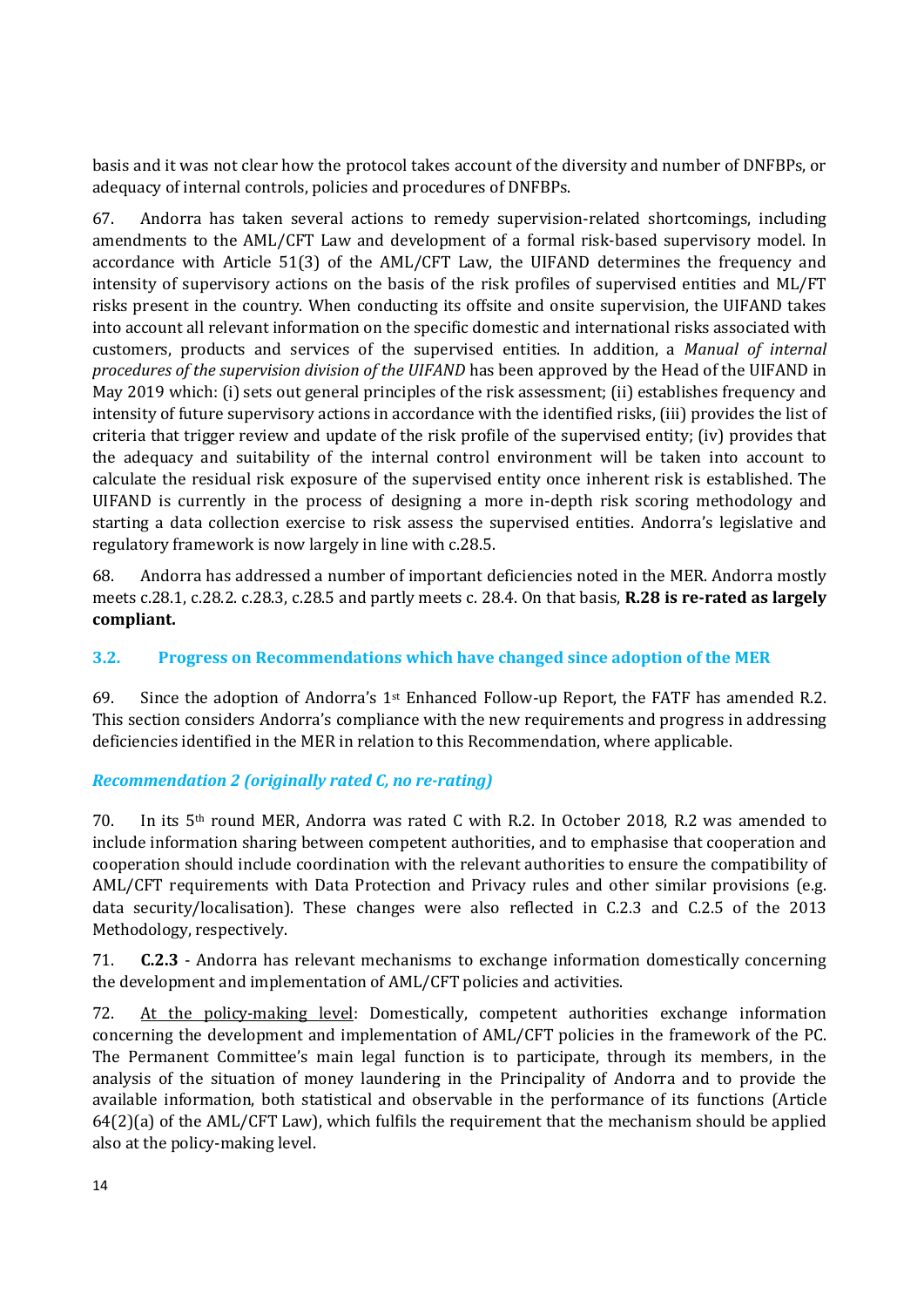basis and it was not clear how the protocol takes account of the diversity and number of DNFBPs, or adequacy of internal controls, policies and procedures of DNFBPs.

67. Andorra has taken several actions to remedy supervision-related shortcomings, including amendments to the AML/CFT Law and development of a formal risk-based supervisory model. In accordance with Article 51(3) of the AML/CFT Law, the UIFAND determines the frequency and intensity of supervisory actions on the basis of the risk profiles of supervised entities and ML/FT risks present in the country. When conducting its offsite and onsite supervision, the UIFAND takes into account all relevant information on the specific domestic and international risks associated with customers, products and services of the supervised entities. In addition, a *Manual of internal procedures of the supervision division of the UIFAND* has been approved by the Head of the UIFAND in May 2019 which: (i) sets out general principles of the risk assessment; (ii) establishes frequency and intensity of future supervisory actions in accordance with the identified risks, (iii) provides the list of criteria that trigger review and update of the risk profile of the supervised entity; (iv) provides that the adequacy and suitability of the internal control environment will be taken into account to calculate the residual risk exposure of the supervised entity once inherent risk is established. The UIFAND is currently in the process of designing a more in-depth risk scoring methodology and starting a data collection exercise to risk assess the supervised entities. Andorra's legislative and regulatory framework is now largely in line with c.28.5.

68. Andorra has addressed a number of important deficiencies noted in the MER. Andorra mostly meets c.28.1, c.28.2. c.28.3, c.28.5 and partly meets c. 28.4. On that basis, **R.28 is re-rated as largely compliant.**

## 3.2. Progress on Recommendations which have changed since adoption of the MER

69. Since the adoption of Andorra's 1st Enhanced Follow-up Report, the FATF has amended R.2. This section considers Andorra's compliance with the new requirements and progress in addressing deficiencies identified in the MER in relation to this Recommendation, where applicable.

### *Recommendation 2 (originally rated C, no re-rating)*

70. In its 5th round MER, Andorra was rated C with R.2. In October 2018, R.2 was amended to include information sharing between competent authorities, and to emphasise that cooperation and cooperation should include coordination with the relevant authorities to ensure the compatibility of AML/CFT requirements with Data Protection and Privacy rules and other similar provisions (e.g. data security/localisation). These changes were also reflected in C.2.3 and C.2.5 of the 2013 Methodology, respectively.

71. **C.2.3** - Andorra has relevant mechanisms to exchange information domestically concerning the development and implementation of AML/CFT policies and activities.

72. At the policy-making level: Domestically, competent authorities exchange information concerning the development and implementation of AML/CFT policies in the framework of the PC. The Permanent Committee's main legal function is to participate, through its members, in the analysis of the situation of money laundering in the Principality of Andorra and to provide the available information, both statistical and observable in the performance of its functions (Article 64(2)(a) of the AML/CFT Law), which fulfils the requirement that the mechanism should be applied also at the policy-making level.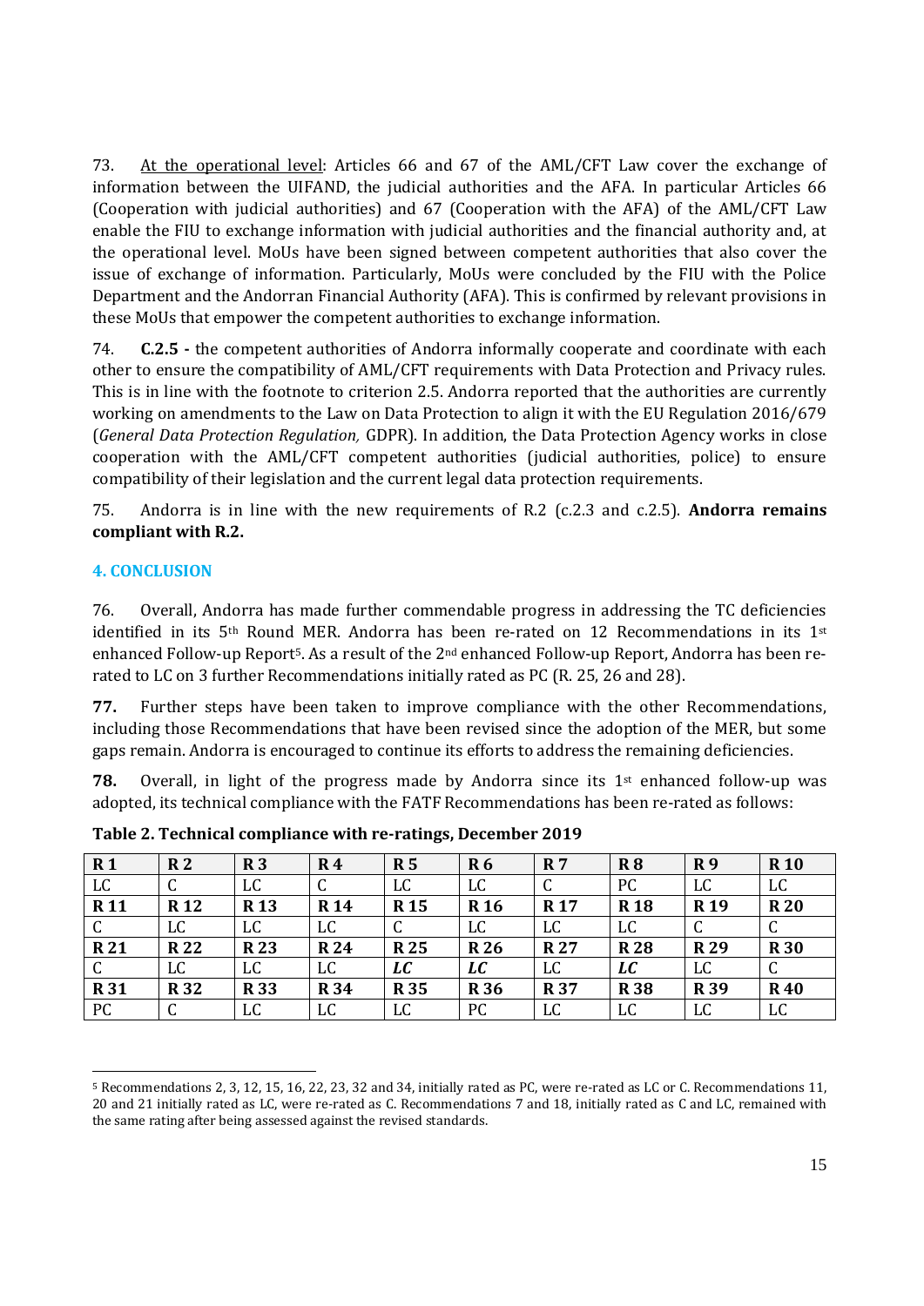73. At the operational level: Articles 66 and 67 of the AML/CFT Law cover the exchange of information between the UIFAND, the judicial authorities and the AFA. In particular Articles 66 (Cooperation with judicial authorities) and 67 (Cooperation with the AFA) of the AML/CFT Law enable the FIU to exchange information with judicial authorities and the financial authority and, at the operational level. MoUs have been signed between competent authorities that also cover the issue of exchange of information. Particularly, MoUs were concluded by the FIU with the Police Department and the Andorran Financial Authority (AFA). This is confirmed by relevant provisions in these MoUs that empower the competent authorities to exchange information.

74. **C.2.5 -** the competent authorities of Andorra informally cooperate and coordinate with each other to ensure the compatibility of AML/CFT requirements with Data Protection and Privacy rules. This is in line with the footnote to criterion 2.5. Andorra reported that the authorities are currently working on amendments to the Law on Data Protection to align it with the EU Regulation 2016/679 (*General Data Protection Regulation,* GDPR). In addition, the Data Protection Agency works in close cooperation with the AML/CFT competent authorities (judicial authorities, police) to ensure compatibility of their legislation and the current legal data protection requirements.

75. Andorra is in line with the new requirements of R.2 (c.2.3 and c.2.5). **Andorra remains compliant with R.2.**

## 4. CONCLUSION

76. Overall, Andorra has made further commendable progress in addressing the TC deficiencies identified in its 5th Round MER. Andorra has been re-rated on 12 Recommendations in its 1st enhanced Follow-up Report[5]. As a result of the 2nd enhanced Follow-up Report, Andorra has been re-rated to LC on 3 further Recommendations initially rated as PC (R. 25, 26 and 28).

**77.** Further steps have been taken to improve compliance with the other Recommendations, including those Recommendations that have been revised since the adoption of the MER, but some gaps remain. Andorra is encouraged to continue its efforts to address the remaining deficiencies.

**78.** Overall, in light of the progress made by Andorra since its 1st enhanced follow-up was adopted, its technical compliance with the FATF Recommendations has been re-rated as follows:

**Table 2. Technical compliance with re-ratings, December 2019**

| **R 1** | **R 2** | **R 3** | **R 4** | **R 5** | **R 6** | **R 7** | **R 8** | **R 9** | **R 10** |
|---|---|---|---|---|---|---|---|---|---|
| LC | C | LC | C | LC | LC | C | PC | LC | LC |
| **R 11** | **R 12** | **R 13** | **R 14** | **R 15** | **R 16** | **R 17** | **R 18** | **R 19** | **R 20** |
| C | LC | LC | LC | C | LC | LC | LC | C | C |
| **R 21** | **R 22** | **R 23** | **R 24** | **R 25** | **R 26** | **R 27** | **R 28** | **R 29** | **R 30** |
| C | LC | LC | LC | ***LC*** | ***LC*** | LC | ***LC*** | LC | C |
| **R 31** | **R 32** | **R 33** | **R 34** | **R 35** | **R 36** | **R 37** | **R 38** | **R 39** | **R 40** |
| PC | C | LC | LC | LC | PC | LC | LC | LC | LC |

[5] Recommendations 2, 3, 12, 15, 16, 22, 23, 32 and 34, initially rated as PC, were re-rated as LC or C. Recommendations 11, 20 and 21 initially rated as LC, were re-rated as C. Recommendations 7 and 18, initially rated as C and LC, remained with the same rating after being assessed against the revised standards.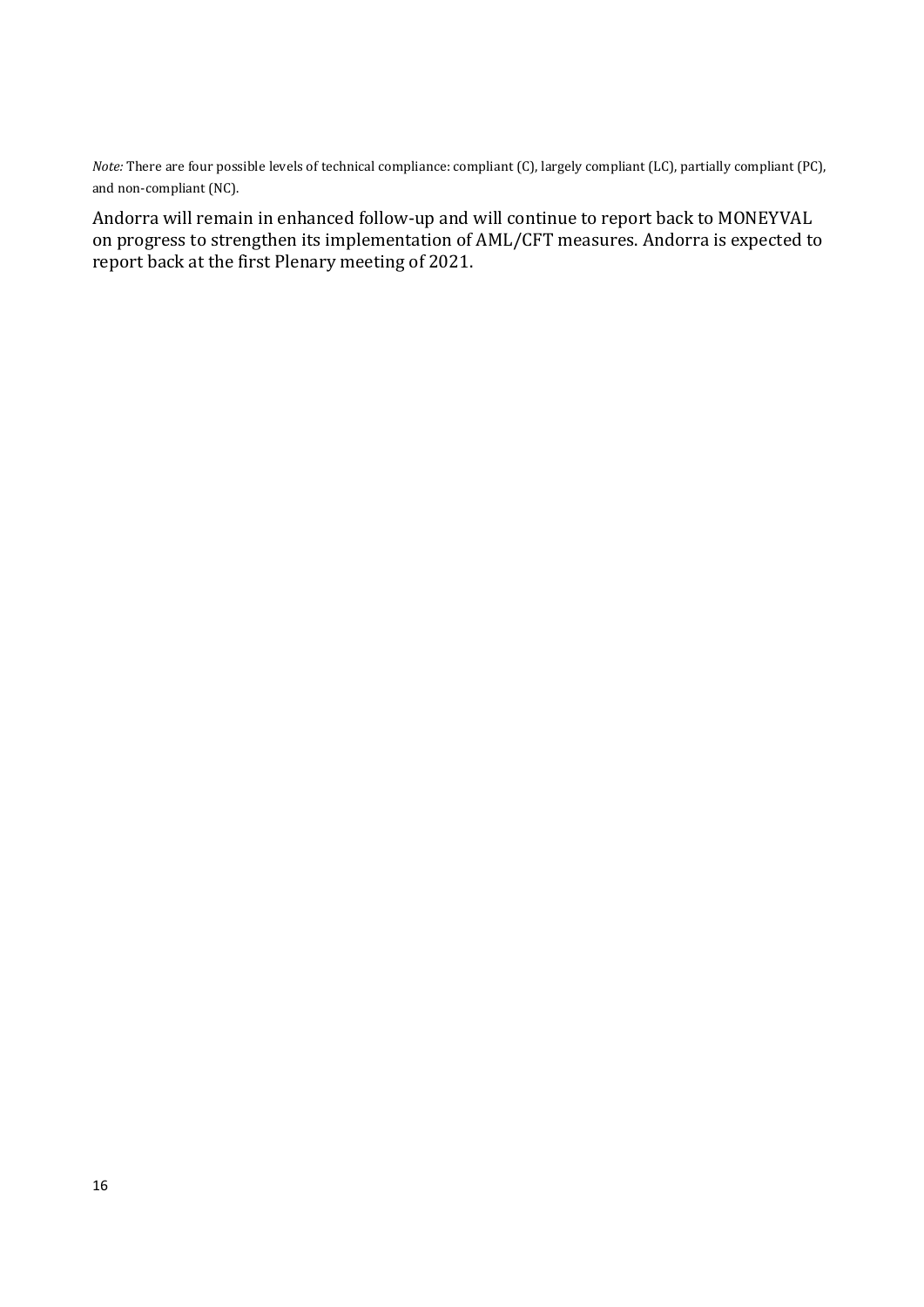*Note:* There are four possible levels of technical compliance: compliant (C), largely compliant (LC), partially compliant (PC), and non-compliant (NC).

Andorra will remain in enhanced follow-up and will continue to report back to MONEYVAL on progress to strengthen its implementation of AML/CFT measures. Andorra is expected to report back at the first Plenary meeting of 2021.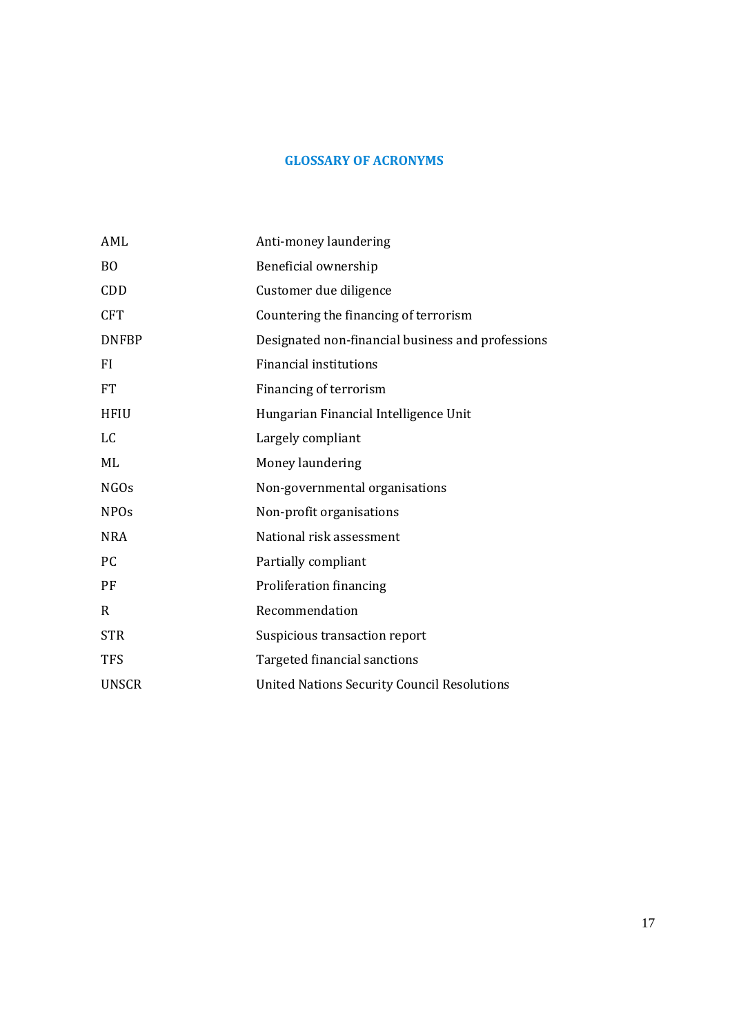## GLOSSARY OF ACRONYMS

| | |
|---|---|
| AML | Anti-money laundering |
| BO | Beneficial ownership |
| CDD | Customer due diligence |
| CFT | Countering the financing of terrorism |
| DNFBP | Designated non-financial business and professions |
| FI | Financial institutions |
| FT | Financing of terrorism |
| HFIU | Hungarian Financial Intelligence Unit |
| LC | Largely compliant |
| ML | Money laundering |
| NGOs | Non-governmental organisations |
| NPOs | Non-profit organisations |
| NRA | National risk assessment |
| PC | Partially compliant |
| PF | Proliferation financing |
| R | Recommendation |
| STR | Suspicious transaction report |
| TFS | Targeted financial sanctions |
| UNSCR | United Nations Security Council Resolutions |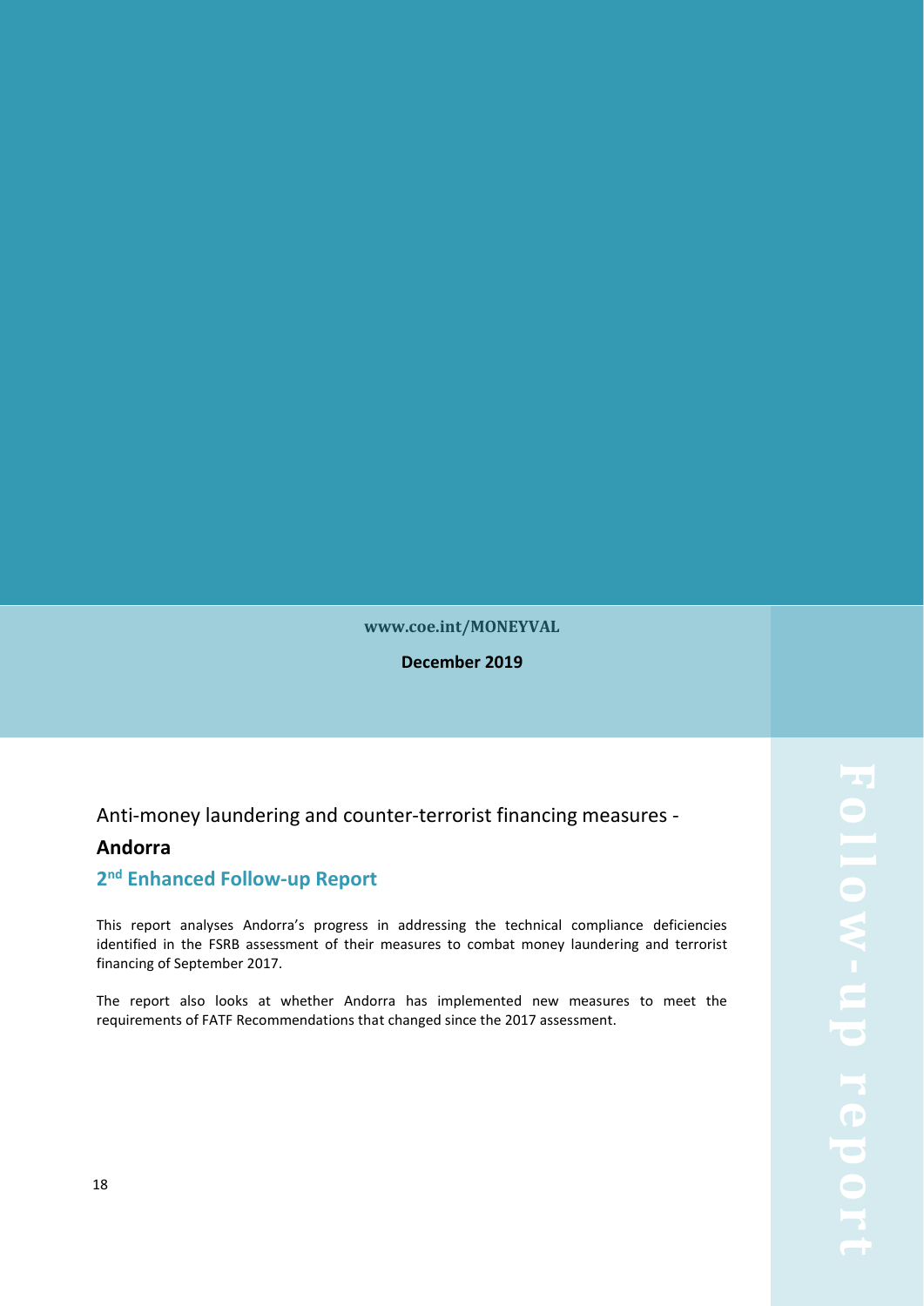www.coe.int/MONEYVAL

December 2019

Anti-money laundering and counter-terrorist financing measures -

**Andorra**

## 2nd Enhanced Follow-up Report

This report analyses Andorra's progress in addressing the technical compliance deficiencies identified in the FSRB assessment of their measures to combat money laundering and terrorist financing of September 2017.

The report also looks at whether Andorra has implemented new measures to meet the requirements of FATF Recommendations that changed since the 2017 assessment.

Follow-up report